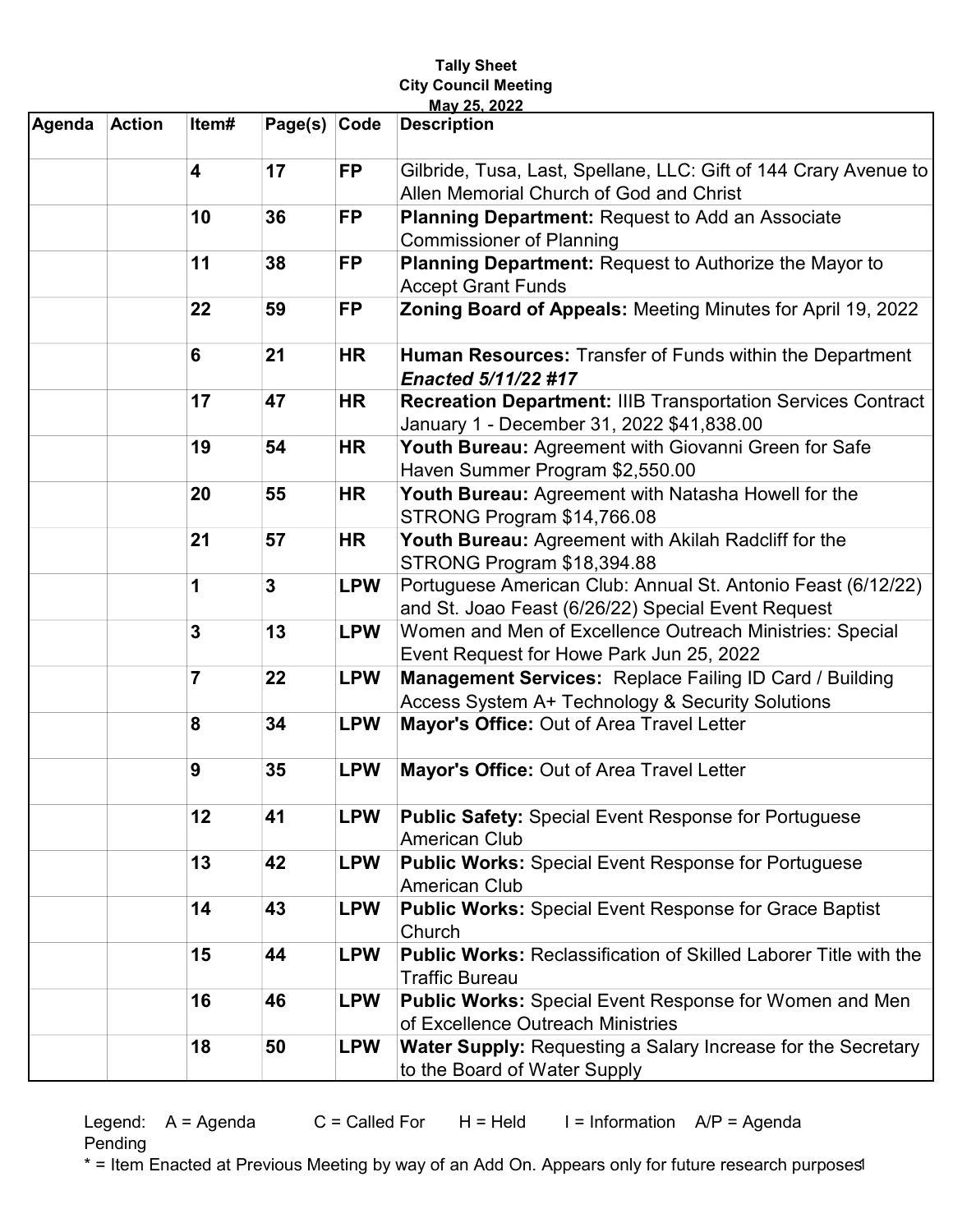**Tally Sheet**
**City Council Meeting**
**May 25, 2022**

| Agenda | Action | Item# | Page(s) | Code | Description |
|---|---|---|---|---|---|
| | | **4** | **17** | **FP** | Gilbride, Tusa, Last, Spellane, LLC: Gift of 144 Crary Avenue to Allen Memorial Church of God and Christ |
| | | **10** | **36** | **FP** | **Planning Department:** Request to Add an Associate Commissioner of Planning |
| | | **11** | **38** | **FP** | **Planning Department:** Request to Authorize the Mayor to Accept Grant Funds |
| | | **22** | **59** | **FP** | **Zoning Board of Appeals:** Meeting Minutes for April 19, 2022 |
| | | **6** | **21** | **HR** | **Human Resources:** Transfer of Funds within the Department ***Enacted 5/11/22 #17*** |
| | | **17** | **47** | **HR** | **Recreation Department:** IIIB Transportation Services Contract January 1 - December 31, 2022 $41,838.00 |
| | | **19** | **54** | **HR** | **Youth Bureau:** Agreement with Giovanni Green for Safe Haven Summer Program $2,550.00 |
| | | **20** | **55** | **HR** | **Youth Bureau:** Agreement with Natasha Howell for the STRONG Program $14,766.08 |
| | | **21** | **57** | **HR** | **Youth Bureau:** Agreement with Akilah Radcliff for the STRONG Program $18,394.88 |
| | | **1** | **3** | **LPW** | Portuguese American Club: Annual St. Antonio Feast (6/12/22) and St. Joao Feast (6/26/22) Special Event Request |
| | | **3** | **13** | **LPW** | Women and Men of Excellence Outreach Ministries: Special Event Request for Howe Park Jun 25, 2022 |
| | | **7** | **22** | **LPW** | **Management Services:** Replace Failing ID Card / Building Access System A+ Technology & Security Solutions |
| | | **8** | **34** | **LPW** | **Mayor's Office:** Out of Area Travel Letter |
| | | **9** | **35** | **LPW** | **Mayor's Office:** Out of Area Travel Letter |
| | | **12** | **41** | **LPW** | **Public Safety:** Special Event Response for Portuguese American Club |
| | | **13** | **42** | **LPW** | **Public Works:** Special Event Response for Portuguese American Club |
| | | **14** | **43** | **LPW** | **Public Works:** Special Event Response for Grace Baptist Church |
| | | **15** | **44** | **LPW** | **Public Works:** Reclassification of Skilled Laborer Title with the Traffic Bureau |
| | | **16** | **46** | **LPW** | **Public Works:** Special Event Response for Women and Men of Excellence Outreach Ministries |
| | | **18** | **50** | **LPW** | **Water Supply:** Requesting a Salary Increase for the Secretary to the Board of Water Supply |

Legend: A = Agenda C = Called For H = Held I = Information A/P = Agenda Pending

* = Item Enacted at Previous Meeting by way of an Add On. Appears only for future research purposes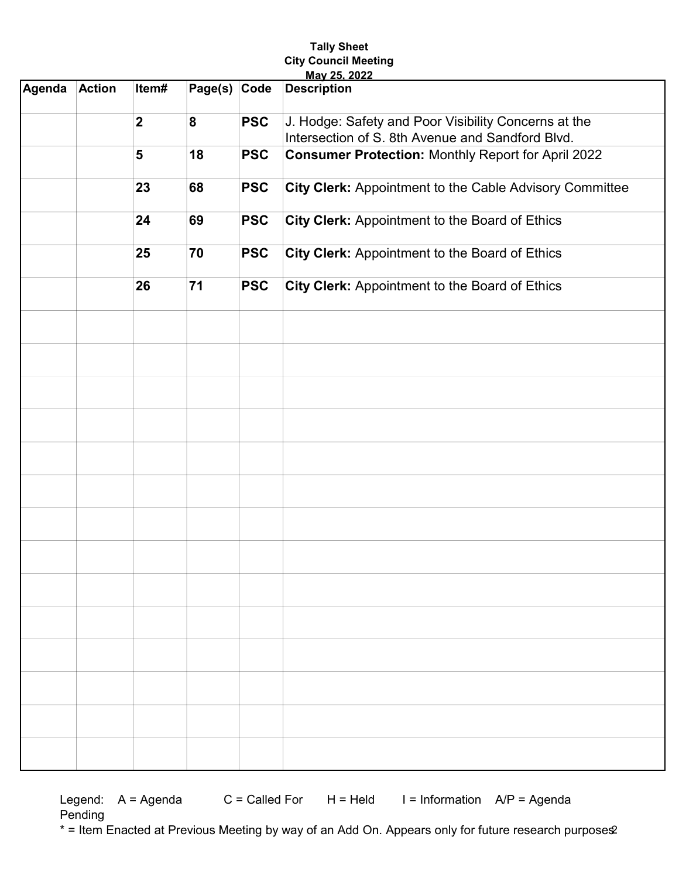**Tally Sheet**
**City Council Meeting**
**May 25, 2022**

| Agenda | Action | Item# | Page(s) | Code | Description |
|---|---|---|---|---|---|
| | | **2** | **8** | **PSC** | J. Hodge: Safety and Poor Visibility Concerns at the Intersection of S. 8th Avenue and Sandford Blvd. |
| | | **5** | **18** | **PSC** | **Consumer Protection:** Monthly Report for April 2022 |
| | | **23** | **68** | **PSC** | **City Clerk:** Appointment to the Cable Advisory Committee |
| | | **24** | **69** | **PSC** | **City Clerk:** Appointment to the Board of Ethics |
| | | **25** | **70** | **PSC** | **City Clerk:** Appointment to the Board of Ethics |
| | | **26** | **71** | **PSC** | **City Clerk:** Appointment to the Board of Ethics |
| | | | | | |
| | | | | | |
| | | | | | |
| | | | | | |
| | | | | | |
| | | | | | |
| | | | | | |
| | | | | | |
| | | | | | |
| | | | | | |
| | | | | | |
| | | | | | |
| | | | | | |
| | | | | | |

Legend: A = Agenda C = Called For H = Held I = Information A/P = Agenda Pending

* = Item Enacted at Previous Meeting by way of an Add On. Appears only for future research purposes